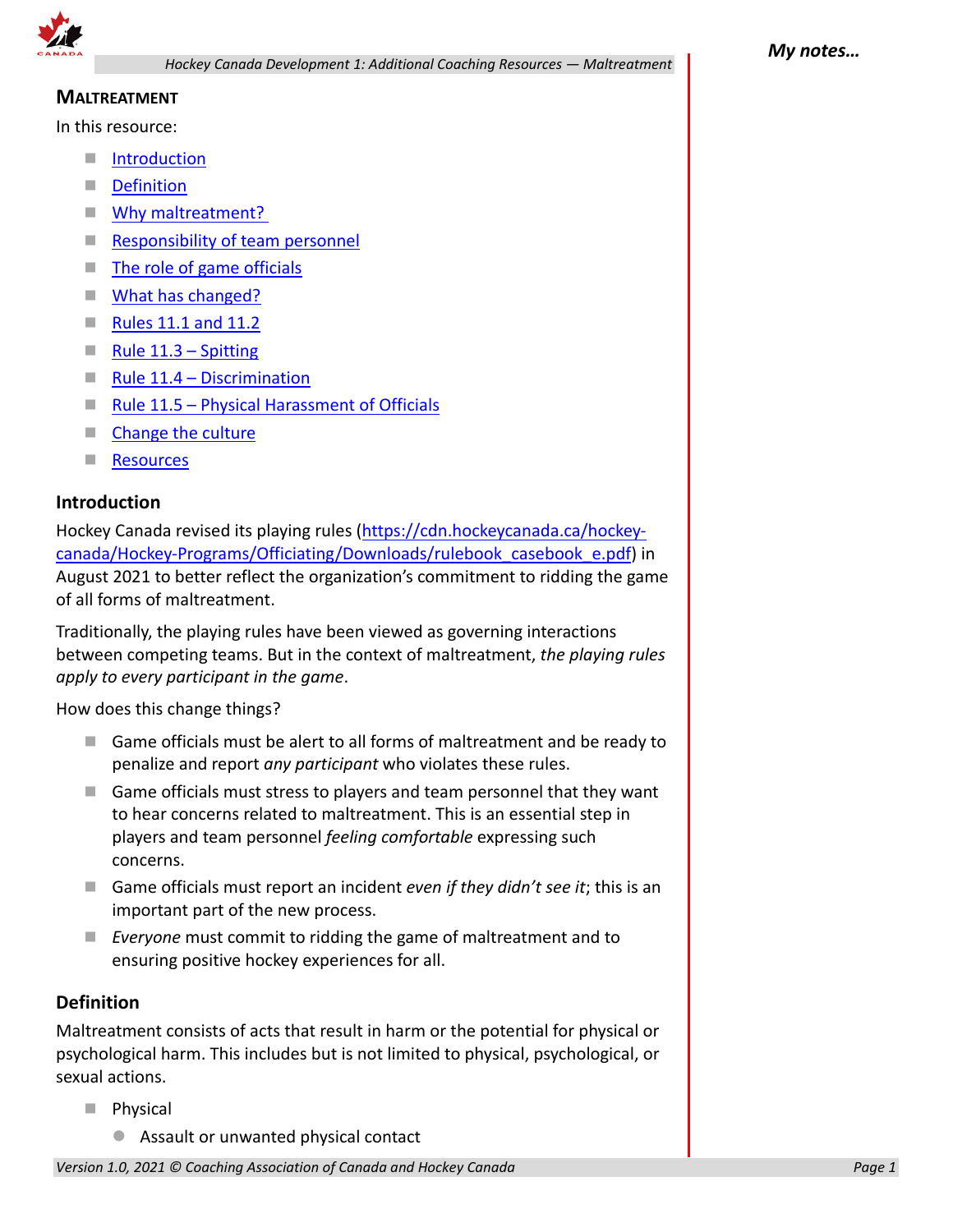## MALTREATMENT

In this resource:

- Introduction
- Definition
- Why maltreatment?
- Responsibility of team personnel
- The role of game officials
- What has changed?
- Rules 11.1 and 11.2
- Rule 11.3 – Spitting
- Rule 11.4 – Discrimination
- Rule 11.5 – Physical Harassment of Officials
- Change the culture
- Resources

### Introduction

Hockey Canada revised its playing rules (https://cdn.hockeycanada.ca/hockey-canada/Hockey-Programs/Officiating/Downloads/rulebook_casebook_e.pdf) in August 2021 to better reflect the organization's commitment to ridding the game of all forms of maltreatment.

Traditionally, the playing rules have been viewed as governing interactions between competing teams. But in the context of maltreatment, *the playing rules apply to every participant in the game*.

How does this change things?

- Game officials must be alert to all forms of maltreatment and be ready to penalize and report *any participant* who violates these rules.
- Game officials must stress to players and team personnel that they want to hear concerns related to maltreatment. This is an essential step in players and team personnel *feeling comfortable* expressing such concerns.
- Game officials must report an incident *even if they didn't see it*; this is an important part of the new process.
- *Everyone* must commit to ridding the game of maltreatment and to ensuring positive hockey experiences for all.

### Definition

Maltreatment consists of acts that result in harm or the potential for physical or psychological harm. This includes but is not limited to physical, psychological, or sexual actions.

- Physical
  - Assault or unwanted physical contact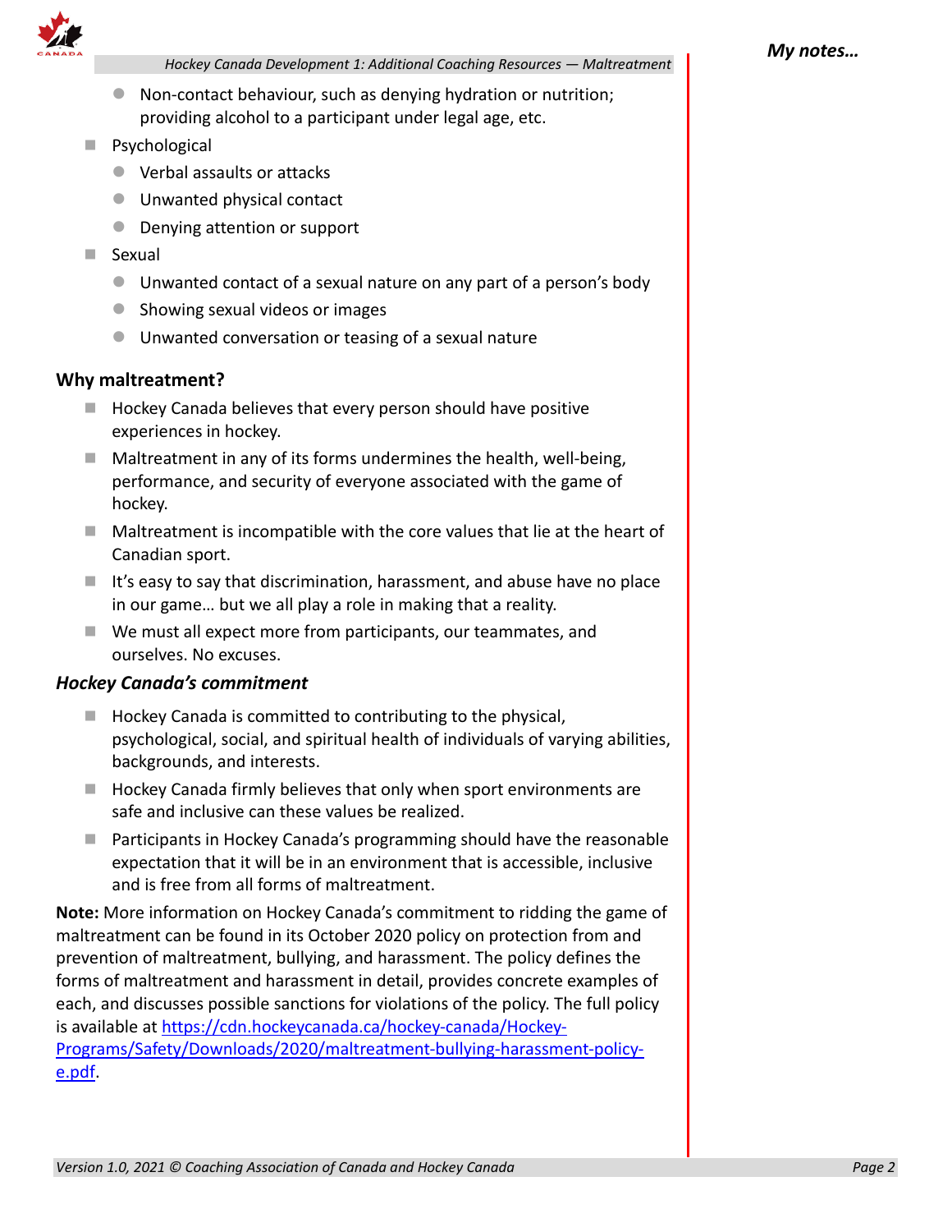- Non-contact behaviour, such as denying hydration or nutrition; providing alcohol to a participant under legal age, etc.
- Psychological
  - Verbal assaults or attacks
  - Unwanted physical contact
  - Denying attention or support
- Sexual
  - Unwanted contact of a sexual nature on any part of a person's body
  - Showing sexual videos or images
  - Unwanted conversation or teasing of a sexual nature

### Why maltreatment?

- Hockey Canada believes that every person should have positive experiences in hockey.
- Maltreatment in any of its forms undermines the health, well-being, performance, and security of everyone associated with the game of hockey.
- Maltreatment is incompatible with the core values that lie at the heart of Canadian sport.
- It's easy to say that discrimination, harassment, and abuse have no place in our game… but we all play a role in making that a reality.
- We must all expect more from participants, our teammates, and ourselves. No excuses.

### *Hockey Canada's commitment*

- Hockey Canada is committed to contributing to the physical, psychological, social, and spiritual health of individuals of varying abilities, backgrounds, and interests.
- Hockey Canada firmly believes that only when sport environments are safe and inclusive can these values be realized.
- Participants in Hockey Canada's programming should have the reasonable expectation that it will be in an environment that is accessible, inclusive and is free from all forms of maltreatment.

**Note:** More information on Hockey Canada's commitment to ridding the game of maltreatment can be found in its October 2020 policy on protection from and prevention of maltreatment, bullying, and harassment. The policy defines the forms of maltreatment and harassment in detail, provides concrete examples of each, and discusses possible sanctions for violations of the policy. The full policy is available at [https://cdn.hockeycanada.ca/hockey-canada/Hockey-Programs/Safety/Downloads/2020/maltreatment-bullying-harassment-policy-e.pdf](https://cdn.hockeycanada.ca/hockey-canada/Hockey-Programs/Safety/Downloads/2020/maltreatment-bullying-harassment-policy-e.pdf).

*My notes…*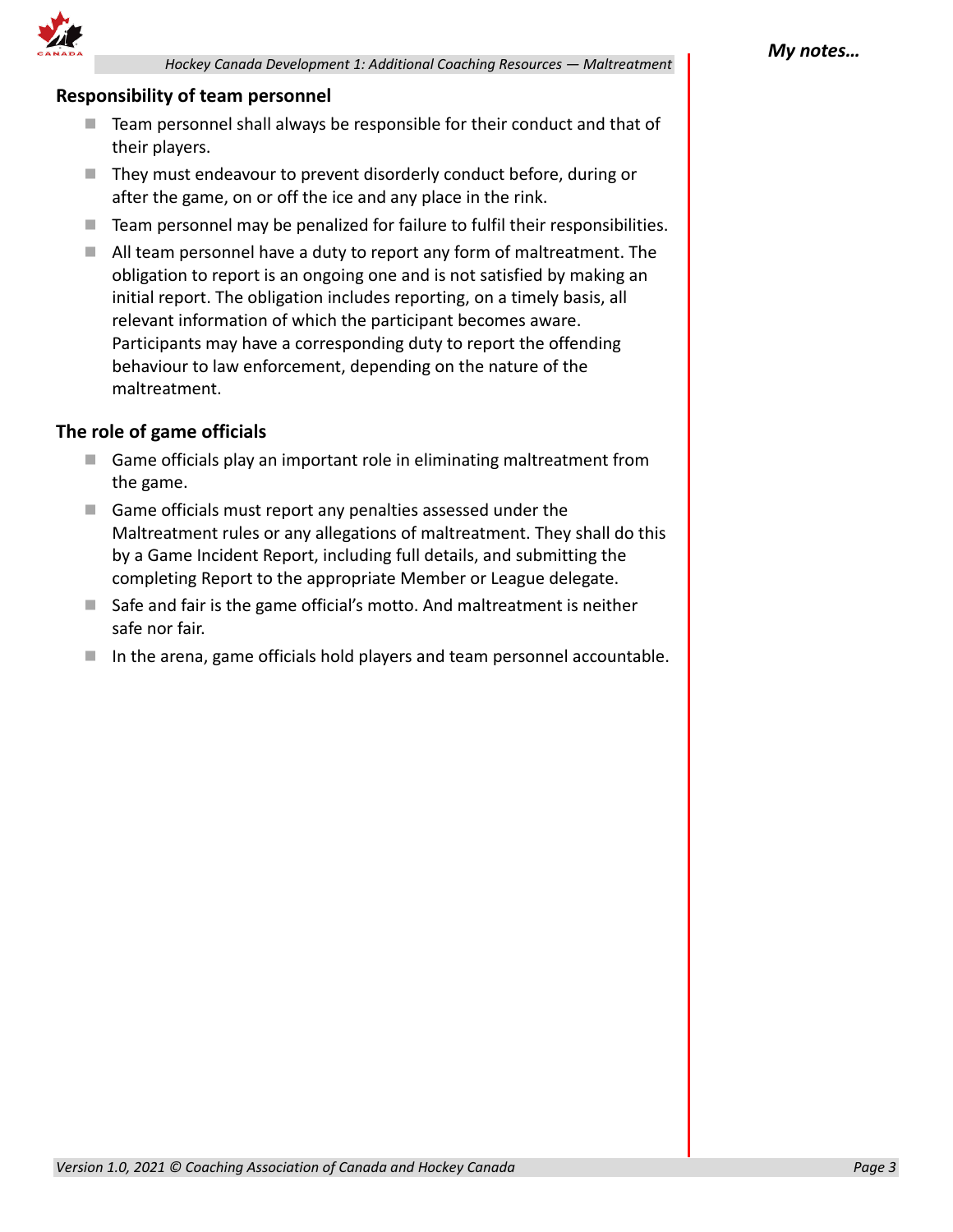## Responsibility of team personnel

- Team personnel shall always be responsible for their conduct and that of their players.
- They must endeavour to prevent disorderly conduct before, during or after the game, on or off the ice and any place in the rink.
- Team personnel may be penalized for failure to fulfil their responsibilities.
- All team personnel have a duty to report any form of maltreatment. The obligation to report is an ongoing one and is not satisfied by making an initial report. The obligation includes reporting, on a timely basis, all relevant information of which the participant becomes aware. Participants may have a corresponding duty to report the offending behaviour to law enforcement, depending on the nature of the maltreatment.

## The role of game officials

- Game officials play an important role in eliminating maltreatment from the game.
- Game officials must report any penalties assessed under the Maltreatment rules or any allegations of maltreatment. They shall do this by a Game Incident Report, including full details, and submitting the completing Report to the appropriate Member or League delegate.
- Safe and fair is the game official's motto. And maltreatment is neither safe nor fair.
- In the arena, game officials hold players and team personnel accountable.

***My notes…***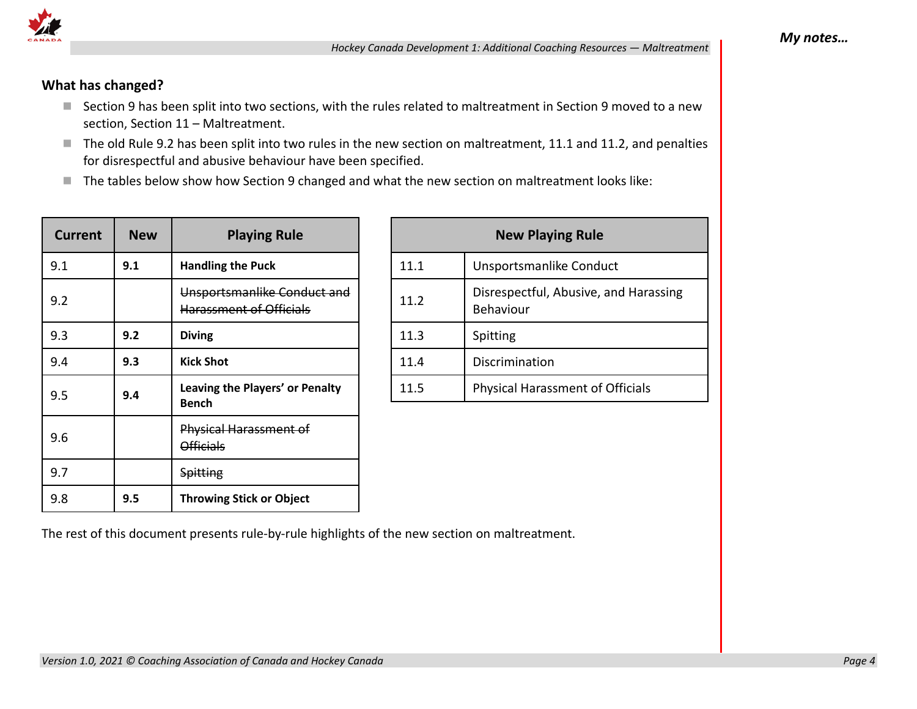## What has changed?

- Section 9 has been split into two sections, with the rules related to maltreatment in Section 9 moved to a new section, Section 11 – Maltreatment.
- The old Rule 9.2 has been split into two rules in the new section on maltreatment, 11.1 and 11.2, and penalties for disrespectful and abusive behaviour have been specified.
- The tables below show how Section 9 changed and what the new section on maltreatment looks like:

| Current | New | Playing Rule |
|---|---|---|
| 9.1 | **9.1** | **Handling the Puck** |
| 9.2 | | ~~Unsportsmanlike Conduct and Harassment of Officials~~ |
| 9.3 | **9.2** | **Diving** |
| 9.4 | **9.3** | **Kick Shot** |
| 9.5 | **9.4** | **Leaving the Players' or Penalty Bench** |
| 9.6 | | ~~Physical Harassment of Officials~~ |
| 9.7 | | ~~Spitting~~ |
| 9.8 | **9.5** | **Throwing Stick or Object** |

| New Playing Rule | |
|---|---|
| 11.1 | Unsportsmanlike Conduct |
| 11.2 | Disrespectful, Abusive, and Harassing Behaviour |
| 11.3 | Spitting |
| 11.4 | Discrimination |
| 11.5 | Physical Harassment of Officials |

The rest of this document presents rule-by-rule highlights of the new section on maltreatment.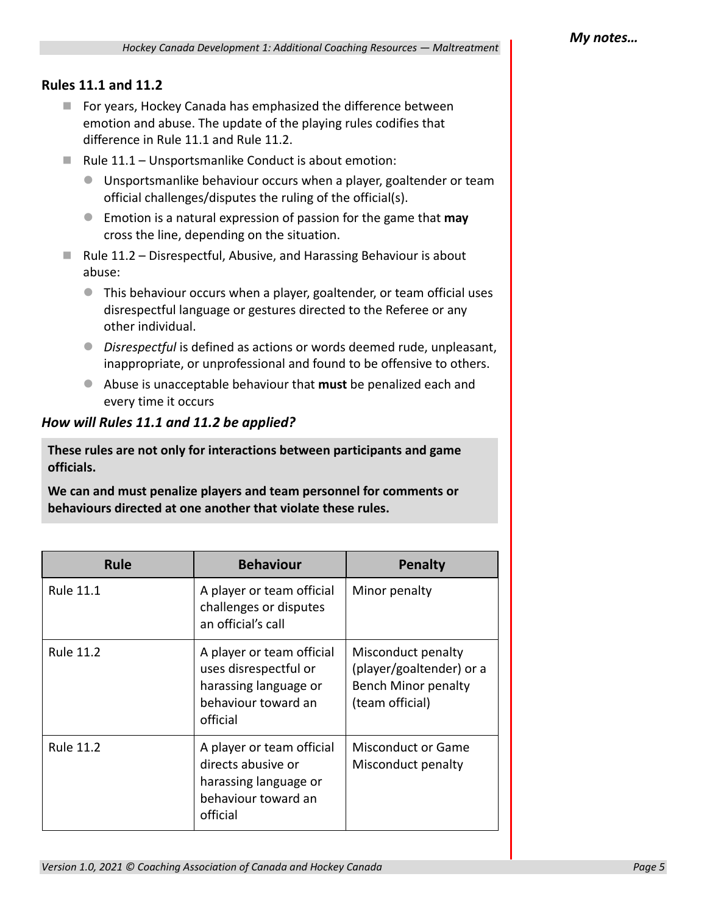### Rules 11.1 and 11.2

- For years, Hockey Canada has emphasized the difference between emotion and abuse. The update of the playing rules codifies that difference in Rule 11.1 and Rule 11.2.
- Rule 11.1 – Unsportsmanlike Conduct is about emotion:
  - Unsportsmanlike behaviour occurs when a player, goaltender or team official challenges/disputes the ruling of the official(s).
  - Emotion is a natural expression of passion for the game that **may** cross the line, depending on the situation.
- Rule 11.2 – Disrespectful, Abusive, and Harassing Behaviour is about abuse:
  - This behaviour occurs when a player, goaltender, or team official uses disrespectful language or gestures directed to the Referee or any other individual.
  - *Disrespectful* is defined as actions or words deemed rude, unpleasant, inappropriate, or unprofessional and found to be offensive to others.
  - Abuse is unacceptable behaviour that **must** be penalized each and every time it occurs

### *How will Rules 11.1 and 11.2 be applied?*

**These rules are not only for interactions between participants and game officials.**

**We can and must penalize players and team personnel for comments or behaviours directed at one another that violate these rules.**

| Rule | Behaviour | Penalty |
|---|---|---|
| Rule 11.1 | A player or team official challenges or disputes an official's call | Minor penalty |
| Rule 11.2 | A player or team official uses disrespectful or harassing language or behaviour toward an official | Misconduct penalty (player/goaltender) or a Bench Minor penalty (team official) |
| Rule 11.2 | A player or team official directs abusive or harassing language or behaviour toward an official | Misconduct or Game Misconduct penalty |

*My notes…*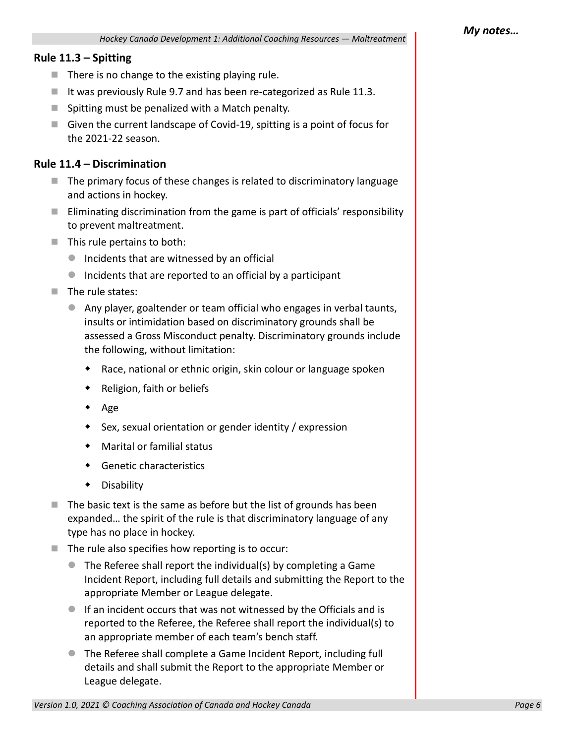### Rule 11.3 – Spitting

- There is no change to the existing playing rule.
- It was previously Rule 9.7 and has been re-categorized as Rule 11.3.
- Spitting must be penalized with a Match penalty.
- Given the current landscape of Covid-19, spitting is a point of focus for the 2021-22 season.

### Rule 11.4 – Discrimination

- The primary focus of these changes is related to discriminatory language and actions in hockey.
- Eliminating discrimination from the game is part of officials' responsibility to prevent maltreatment.
- This rule pertains to both:
  - Incidents that are witnessed by an official
  - Incidents that are reported to an official by a participant
- The rule states:
  - Any player, goaltender or team official who engages in verbal taunts, insults or intimidation based on discriminatory grounds shall be assessed a Gross Misconduct penalty. Discriminatory grounds include the following, without limitation:
    - Race, national or ethnic origin, skin colour or language spoken
    - Religion, faith or beliefs
    - Age
    - Sex, sexual orientation or gender identity / expression
    - Marital or familial status
    - Genetic characteristics
    - Disability
- The basic text is the same as before but the list of grounds has been expanded… the spirit of the rule is that discriminatory language of any type has no place in hockey.
- The rule also specifies how reporting is to occur:
  - The Referee shall report the individual(s) by completing a Game Incident Report, including full details and submitting the Report to the appropriate Member or League delegate.
  - If an incident occurs that was not witnessed by the Officials and is reported to the Referee, the Referee shall report the individual(s) to an appropriate member of each team's bench staff.
  - The Referee shall complete a Game Incident Report, including full details and shall submit the Report to the appropriate Member or League delegate.

*My notes…*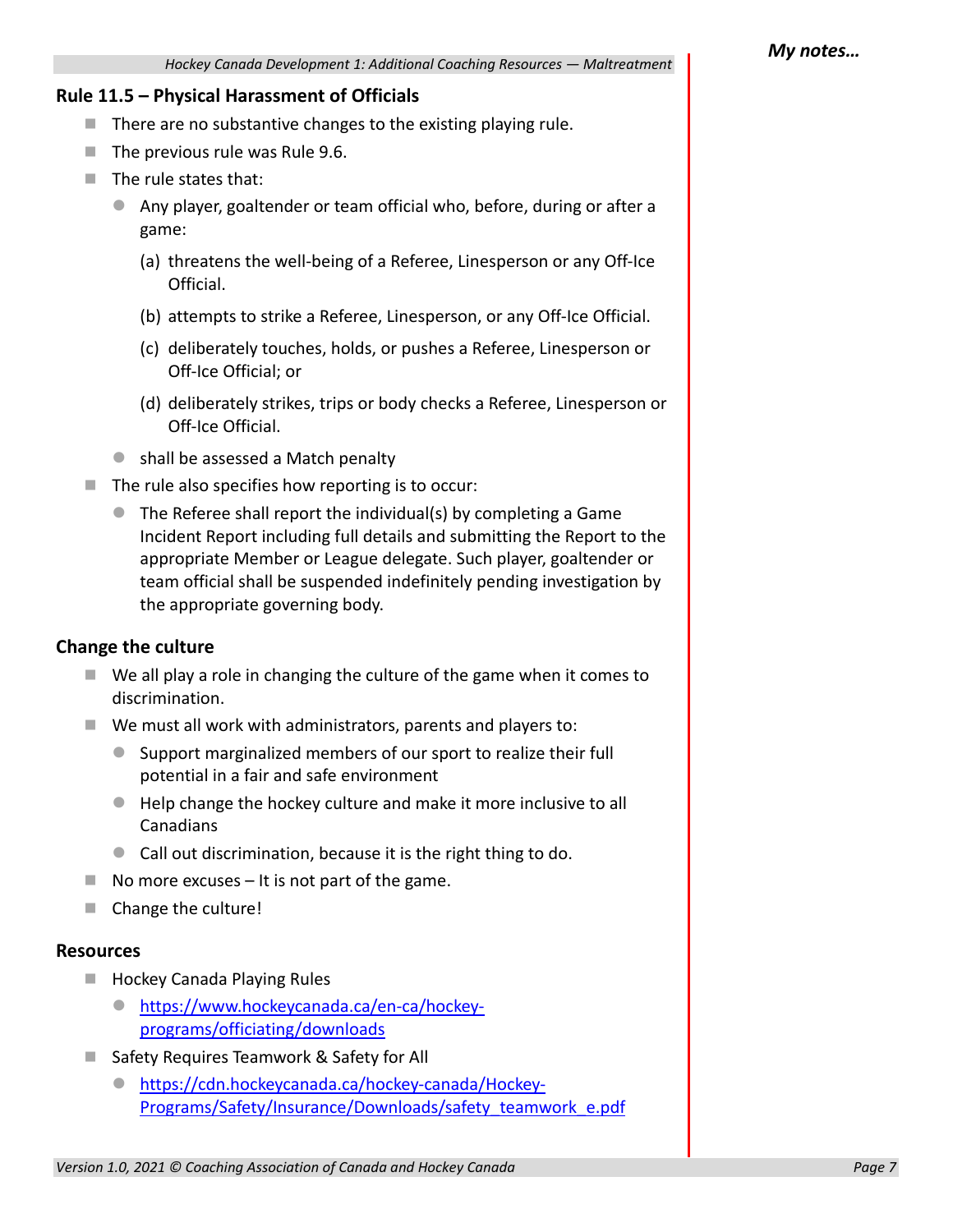## Rule 11.5 – Physical Harassment of Officials

- There are no substantive changes to the existing playing rule.
- The previous rule was Rule 9.6.
- The rule states that:
  - Any player, goaltender or team official who, before, during or after a game:

    (a) threatens the well-being of a Referee, Linesperson or any Off-Ice Official.

    (b) attempts to strike a Referee, Linesperson, or any Off-Ice Official.

    (c) deliberately touches, holds, or pushes a Referee, Linesperson or Off-Ice Official; or

    (d) deliberately strikes, trips or body checks a Referee, Linesperson or Off-Ice Official.
  - shall be assessed a Match penalty
- The rule also specifies how reporting is to occur:
  - The Referee shall report the individual(s) by completing a Game Incident Report including full details and submitting the Report to the appropriate Member or League delegate. Such player, goaltender or team official shall be suspended indefinitely pending investigation by the appropriate governing body.

## Change the culture

- We all play a role in changing the culture of the game when it comes to discrimination.
- We must all work with administrators, parents and players to:
  - Support marginalized members of our sport to realize their full potential in a fair and safe environment
  - Help change the hockey culture and make it more inclusive to all Canadians
  - Call out discrimination, because it is the right thing to do.
- No more excuses – It is not part of the game.
- Change the culture!

## Resources

- Hockey Canada Playing Rules
  - https://www.hockeycanada.ca/en-ca/hockey-programs/officiating/downloads
- Safety Requires Teamwork & Safety for All
  - https://cdn.hockeycanada.ca/hockey-canada/Hockey-Programs/Safety/Insurance/Downloads/safety_teamwork_e.pdf

*My notes…*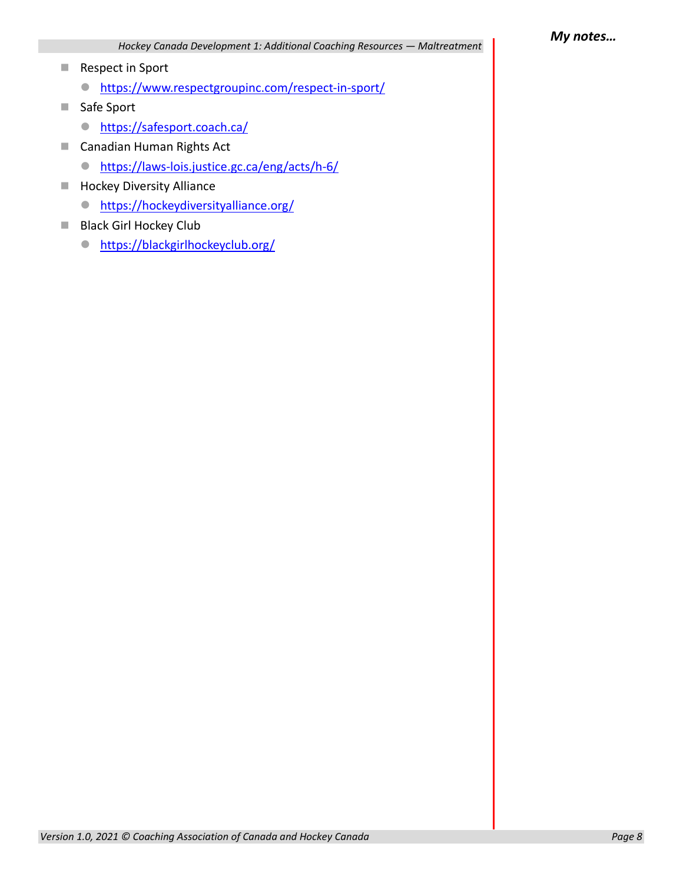- Respect in Sport
  - https://www.respectgroupinc.com/respect-in-sport/
- Safe Sport
  - https://safesport.coach.ca/
- Canadian Human Rights Act
  - https://laws-lois.justice.gc.ca/eng/acts/h-6/
- Hockey Diversity Alliance
  - https://hockeydiversityalliance.org/
- Black Girl Hockey Club
  - https://blackgirlhockeyclub.org/